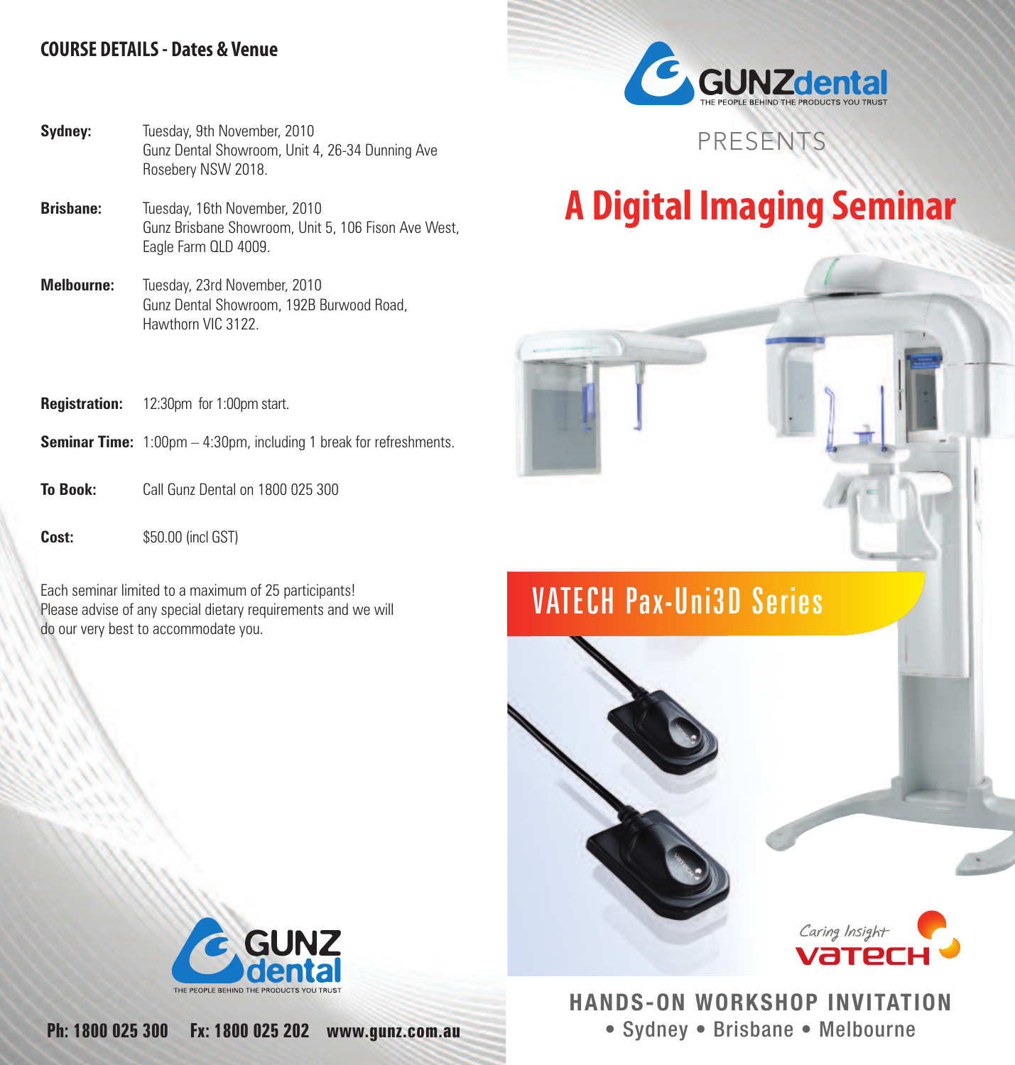## COURSE DETAILS - Dates & Venue

**Sydney:** Tuesday, 9th November, 2010
Gunz Dental Showroom, Unit 4, 26-34 Dunning Ave
Rosebery NSW 2018.

**Brisbane:** Tuesday, 16th November, 2010
Gunz Brisbane Showroom, Unit 5, 106 Fison Ave West,
Eagle Farm QLD 4009.

**Melbourne:** Tuesday, 23rd November, 2010
Gunz Dental Showroom, 192B Burwood Road,
Hawthorn VIC 3122.

**Registration:** 12:30pm for 1:00pm start.

**Seminar Time:** 1:00pm – 4:30pm, including 1 break for refreshments.

**To Book:** Call Gunz Dental on 1800 025 300

**Cost:** $50.00 (incl GST)

Each seminar limited to a maximum of 25 participants!
Please advise of any special dietary requirements and we will do our very best to accommodate you.

GUNZ dental
THE PEOPLE BEHIND THE PRODUCTS YOU TRUST

**Ph: 1800 025 300 Fx: 1800 025 202 www.gunz.com.au**

GUNZdental
THE PEOPLE BEHIND THE PRODUCTS YOU TRUST

PRESENTS

# A Digital Imaging Seminar

## VATECH Pax-Uni3D Series

Caring Insight
VATECH

**HANDS-ON WORKSHOP INVITATION**

• Sydney • Brisbane • Melbourne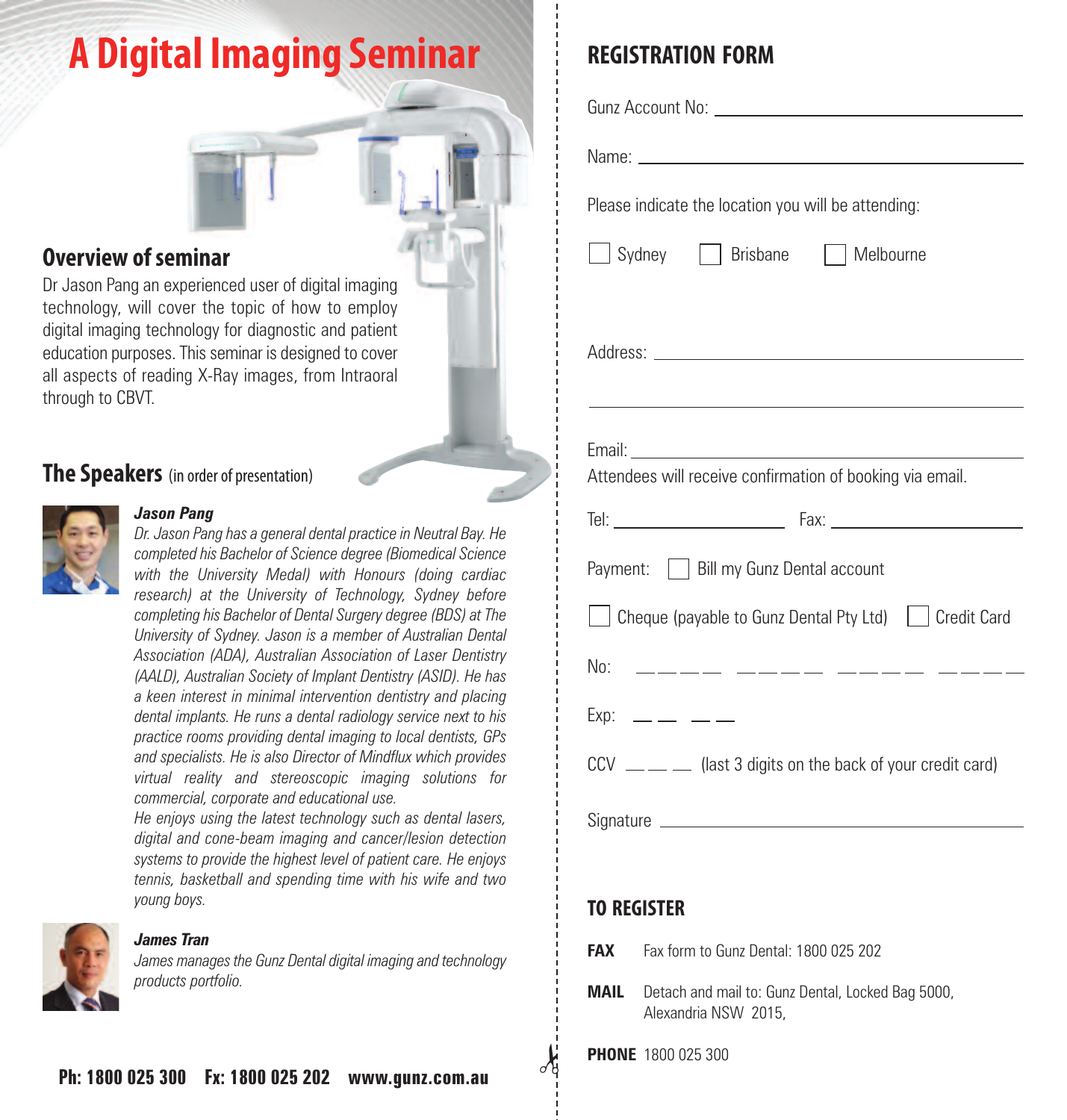# A Digital Imaging Seminar

## Overview of seminar

Dr Jason Pang an experienced user of digital imaging technology, will cover the topic of how to employ digital imaging technology for diagnostic and patient education purposes. This seminar is designed to cover all aspects of reading X-Ray images, from Intraoral through to CBVT.

## The Speakers (in order of presentation)

***Jason Pang***

*Dr. Jason Pang has a general dental practice in Neutral Bay. He completed his Bachelor of Science degree (Biomedical Science with the University Medal) with Honours (doing cardiac research) at the University of Technology, Sydney before completing his Bachelor of Dental Surgery degree (BDS) at The University of Sydney. Jason is a member of Australian Dental Association (ADA), Australian Association of Laser Dentistry (AALD), Australian Society of Implant Dentistry (ASID). He has a keen interest in minimal intervention dentistry and placing dental implants. He runs a dental radiology service next to his practice rooms providing dental imaging to local dentists, GPs and specialists. He is also Director of Mindflux which provides virtual reality and stereoscopic imaging solutions for commercial, corporate and educational use.*

*He enjoys using the latest technology such as dental lasers, digital and cone-beam imaging and cancer/lesion detection systems to provide the highest level of patient care. He enjoys tennis, basketball and spending time with his wife and two young boys.*

***James Tran***

*James manages the Gunz Dental digital imaging and technology products portfolio.*

**Ph: 1800 025 300 Fx: 1800 025 202 www.gunz.com.au**

## REGISTRATION FORM

Gunz Account No: ______________________

Name: ______________________

Please indicate the location you will be attending:

☐ Sydney ☐ Brisbane ☐ Melbourne

Address: ______________________

______________________

Email: ______________________

Attendees will receive confirmation of booking via email.

Tel: ____________ Fax: ____________

Payment: ☐ Bill my Gunz Dental account

☐ Cheque (payable to Gunz Dental Pty Ltd) ☐ Credit Card

No: _ _ _ _ _ _ _ _ _ _ _ _ _ _ _ _

Exp: _ _ _ _

CCV _ _ _ (last 3 digits on the back of your credit card)

Signature ______________________

## TO REGISTER

**FAX** Fax form to Gunz Dental: 1800 025 202

**MAIL** Detach and mail to: Gunz Dental, Locked Bag 5000, Alexandria NSW 2015,

**PHONE** 1800 025 300